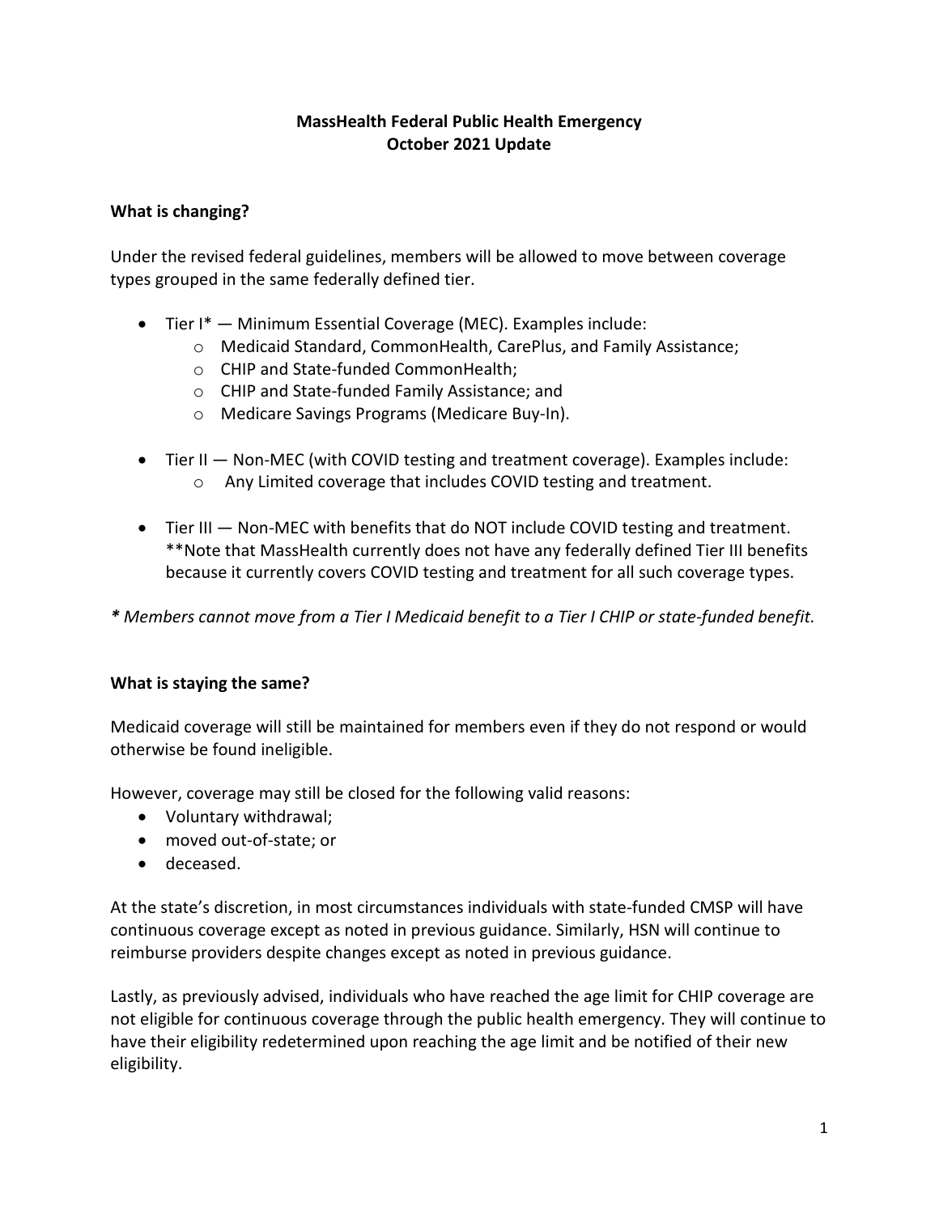# MassHealth Federal Public Health Emergency
# October 2021 Update

## What is changing?

Under the revised federal guidelines, members will be allowed to move between coverage types grouped in the same federally defined tier.

- Tier I* — Minimum Essential Coverage (MEC). Examples include:
  - Medicaid Standard, CommonHealth, CarePlus, and Family Assistance;
  - CHIP and State-funded CommonHealth;
  - CHIP and State-funded Family Assistance; and
  - Medicare Savings Programs (Medicare Buy-In).
- Tier II — Non-MEC (with COVID testing and treatment coverage). Examples include:
  - Any Limited coverage that includes COVID testing and treatment.
- Tier III — Non-MEC with benefits that do NOT include COVID testing and treatment. **Note that MassHealth currently does not have any federally defined Tier III benefits because it currently covers COVID testing and treatment for all such coverage types.

***** Members cannot move from a Tier I Medicaid benefit to a Tier I CHIP or state-funded benefit.*

## What is staying the same?

Medicaid coverage will still be maintained for members even if they do not respond or would otherwise be found ineligible.

However, coverage may still be closed for the following valid reasons:

- Voluntary withdrawal;
- moved out-of-state; or
- deceased.

At the state's discretion, in most circumstances individuals with state-funded CMSP will have continuous coverage except as noted in previous guidance. Similarly, HSN will continue to reimburse providers despite changes except as noted in previous guidance.

Lastly, as previously advised, individuals who have reached the age limit for CHIP coverage are not eligible for continuous coverage through the public health emergency. They will continue to have their eligibility redetermined upon reaching the age limit and be notified of their new eligibility.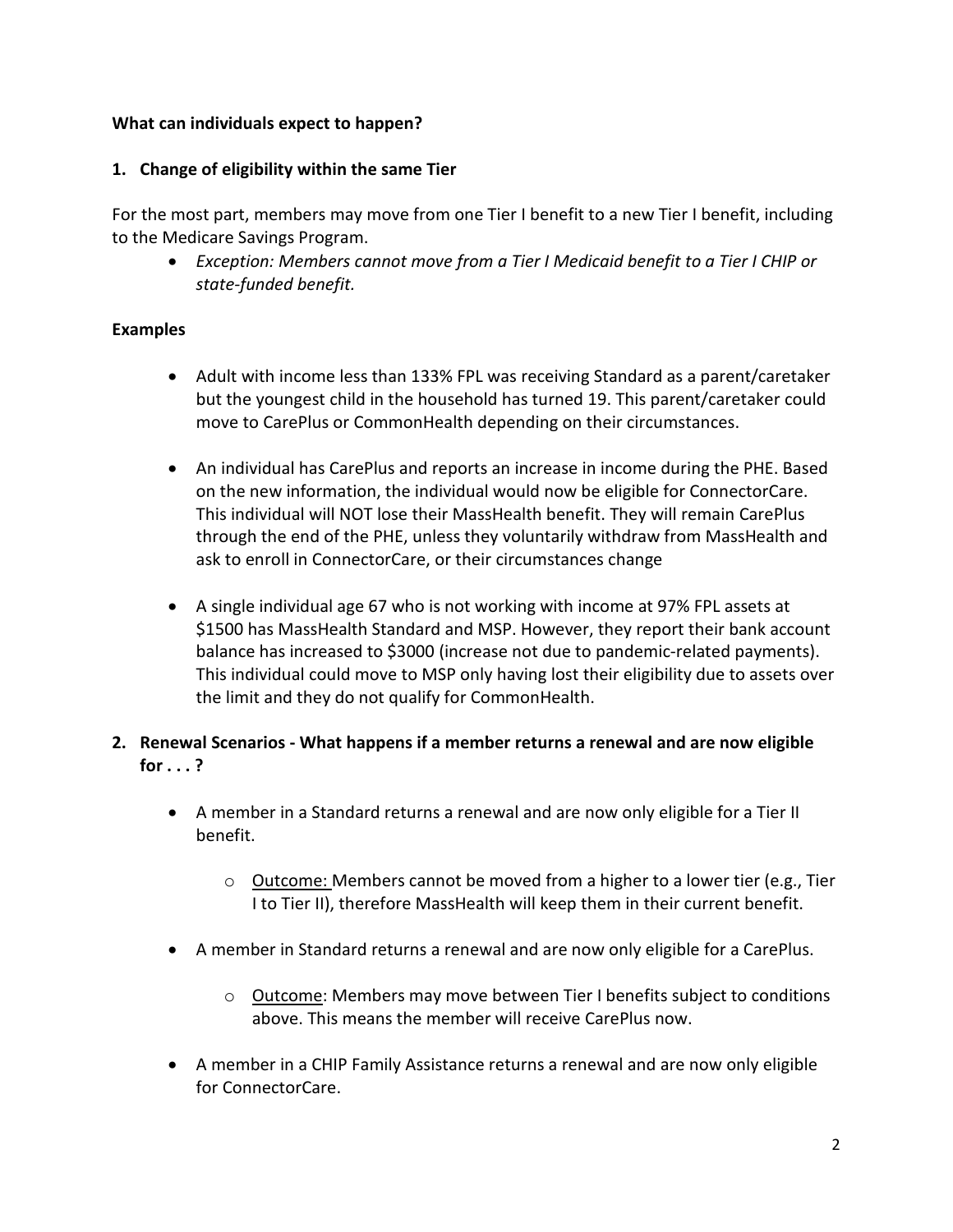**What can individuals expect to happen?**

## 1. Change of eligibility within the same Tier

For the most part, members may move from one Tier I benefit to a new Tier I benefit, including to the Medicare Savings Program.

- *Exception: Members cannot move from a Tier I Medicaid benefit to a Tier I CHIP or state-funded benefit.*

**Examples**

- Adult with income less than 133% FPL was receiving Standard as a parent/caretaker but the youngest child in the household has turned 19. This parent/caretaker could move to CarePlus or CommonHealth depending on their circumstances.

- An individual has CarePlus and reports an increase in income during the PHE. Based on the new information, the individual would now be eligible for ConnectorCare. This individual will NOT lose their MassHealth benefit. They will remain CarePlus through the end of the PHE, unless they voluntarily withdraw from MassHealth and ask to enroll in ConnectorCare, or their circumstances change

- A single individual age 67 who is not working with income at 97% FPL assets at $1500 has MassHealth Standard and MSP. However, they report their bank account balance has increased to $3000 (increase not due to pandemic-related payments). This individual could move to MSP only having lost their eligibility due to assets over the limit and they do not qualify for CommonHealth.

## 2. Renewal Scenarios - What happens if a member returns a renewal and are now eligible for . . . ?

- A member in a Standard returns a renewal and are now only eligible for a Tier II benefit.

  - Outcome: Members cannot be moved from a higher to a lower tier (e.g., Tier I to Tier II), therefore MassHealth will keep them in their current benefit.

- A member in Standard returns a renewal and are now only eligible for a CarePlus.

  - Outcome: Members may move between Tier I benefits subject to conditions above. This means the member will receive CarePlus now.

- A member in a CHIP Family Assistance returns a renewal and are now only eligible for ConnectorCare.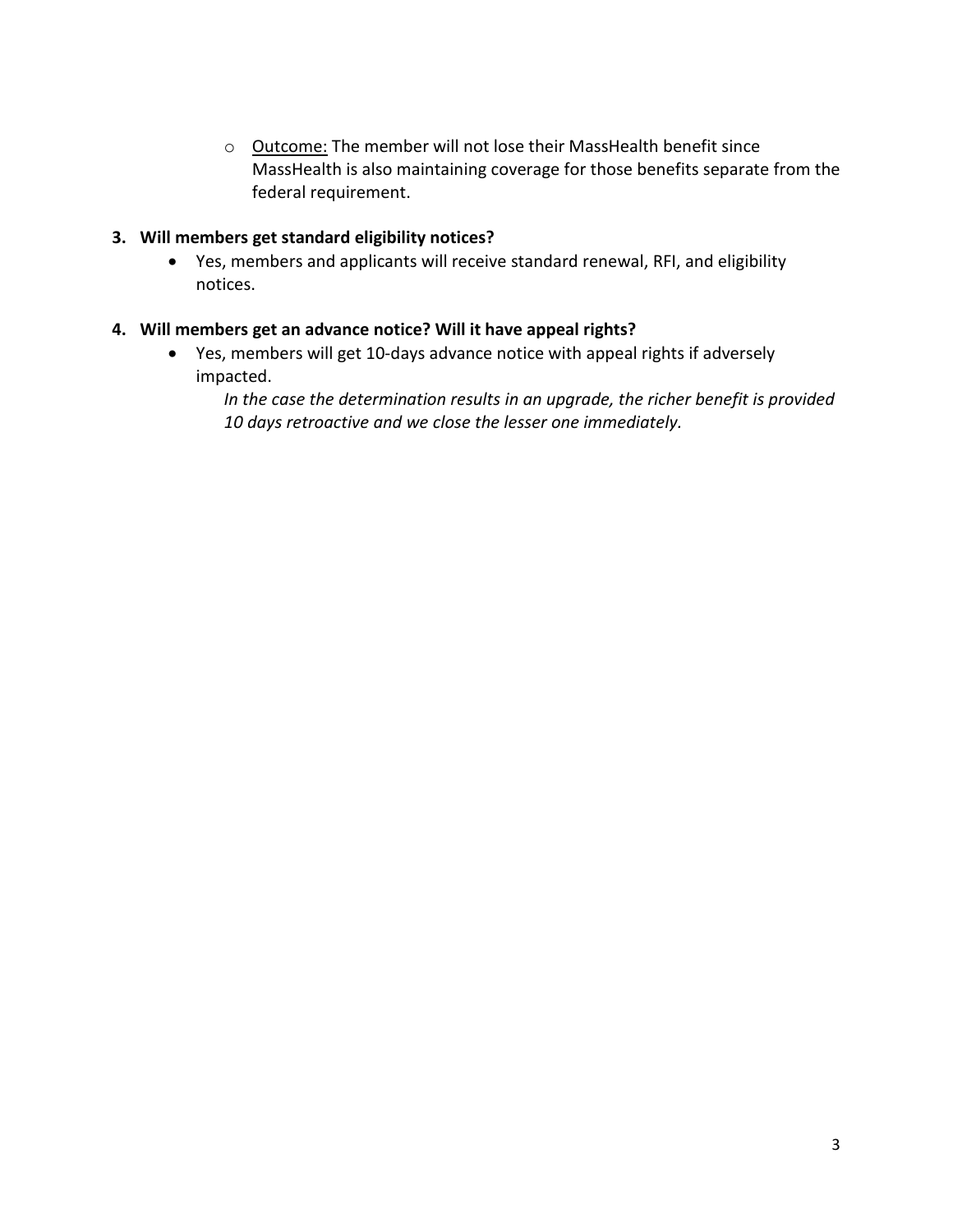- Outcome: The member will not lose their MassHealth benefit since MassHealth is also maintaining coverage for those benefits separate from the federal requirement.

**3. Will members get standard eligibility notices?**

- Yes, members and applicants will receive standard renewal, RFI, and eligibility notices.

**4. Will members get an advance notice? Will it have appeal rights?**

- Yes, members will get 10-days advance notice with appeal rights if adversely impacted.

  *In the case the determination results in an upgrade, the richer benefit is provided 10 days retroactive and we close the lesser one immediately.*